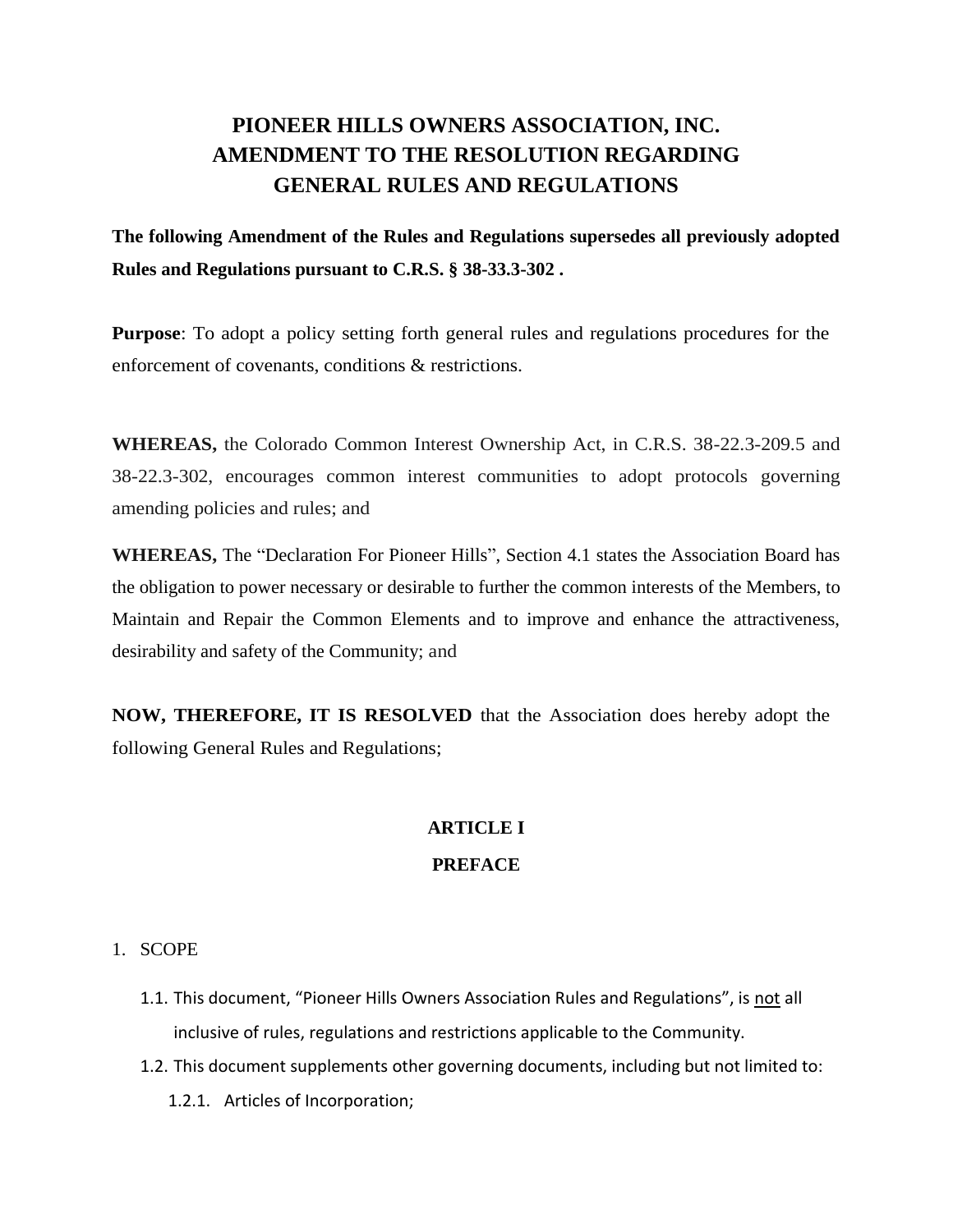# PIONEER HILLS OWNERS ASSOCIATION, INC.
# AMENDMENT TO THE RESOLUTION REGARDING
# GENERAL RULES AND REGULATIONS

**The following Amendment of the Rules and Regulations supersedes all previously adopted Rules and Regulations pursuant to C.R.S. § 38-33.3-302 .**

**Purpose**: To adopt a policy setting forth general rules and regulations procedures for the enforcement of covenants, conditions & restrictions.

**WHEREAS,** the Colorado Common Interest Ownership Act, in C.R.S. 38-22.3-209.5 and 38-22.3-302, encourages common interest communities to adopt protocols governing amending policies and rules; and

**WHEREAS,** The "Declaration For Pioneer Hills", Section 4.1 states the Association Board has the obligation to power necessary or desirable to further the common interests of the Members, to Maintain and Repair the Common Elements and to improve and enhance the attractiveness, desirability and safety of the Community; and

**NOW, THEREFORE, IT IS RESOLVED** that the Association does hereby adopt the following General Rules and Regulations;

## ARTICLE I

## PREFACE

1. SCOPE
   - 1.1. This document, "Pioneer Hills Owners Association Rules and Regulations", is <u>not</u> all inclusive of rules, regulations and restrictions applicable to the Community.
   - 1.2. This document supplements other governing documents, including but not limited to:
     - 1.2.1. Articles of Incorporation;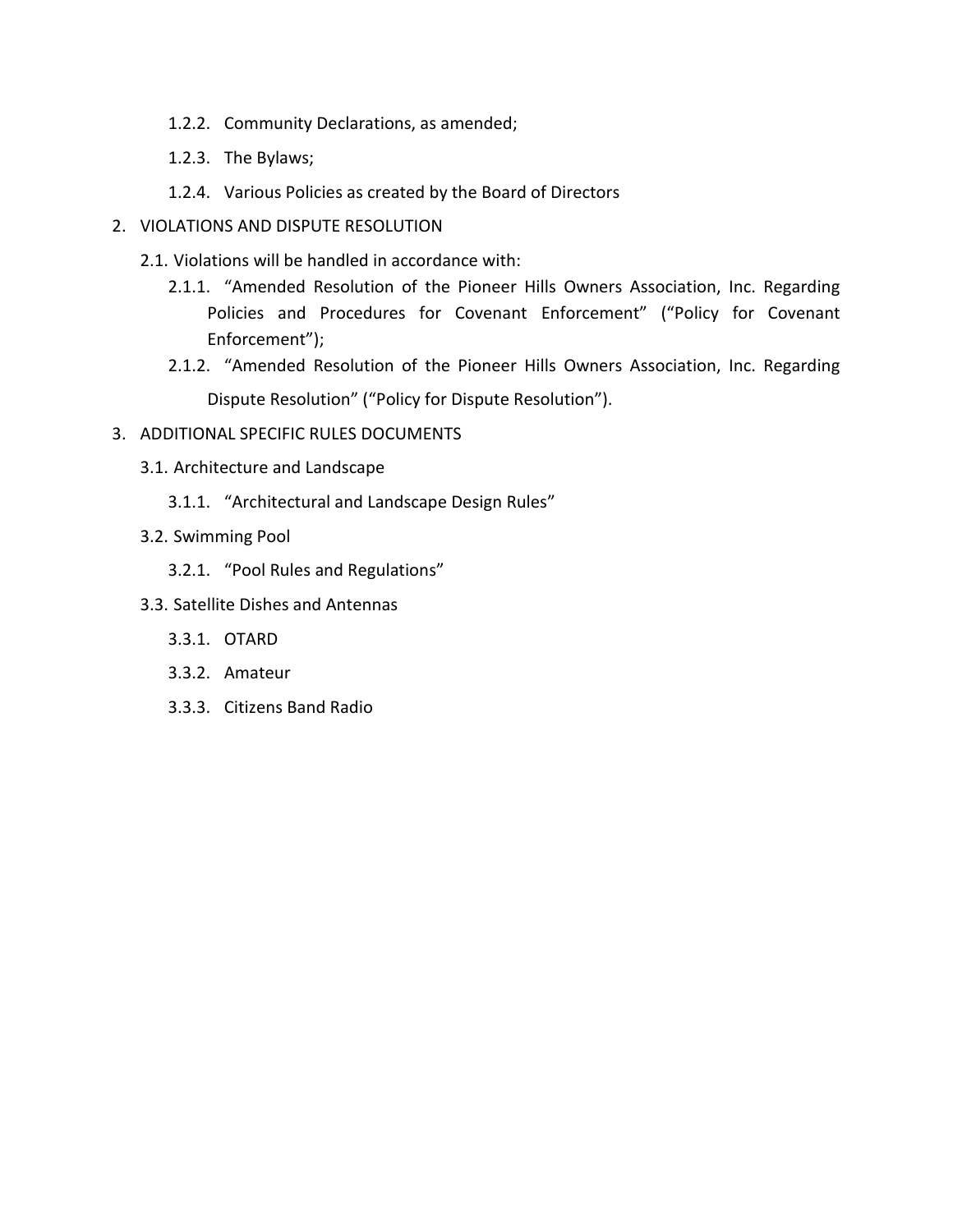- 1.2.2. Community Declarations, as amended;
- 1.2.3. The Bylaws;
- 1.2.4. Various Policies as created by the Board of Directors

2. VIOLATIONS AND DISPUTE RESOLUTION
   - 2.1. Violations will be handled in accordance with:
     - 2.1.1. "Amended Resolution of the Pioneer Hills Owners Association, Inc. Regarding Policies and Procedures for Covenant Enforcement" ("Policy for Covenant Enforcement");
     - 2.1.2. "Amended Resolution of the Pioneer Hills Owners Association, Inc. Regarding Dispute Resolution" ("Policy for Dispute Resolution").

3. ADDITIONAL SPECIFIC RULES DOCUMENTS
   - 3.1. Architecture and Landscape
     - 3.1.1. "Architectural and Landscape Design Rules"
   - 3.2. Swimming Pool
     - 3.2.1. "Pool Rules and Regulations"
   - 3.3. Satellite Dishes and Antennas
     - 3.3.1. OTARD
     - 3.3.2. Amateur
     - 3.3.3. Citizens Band Radio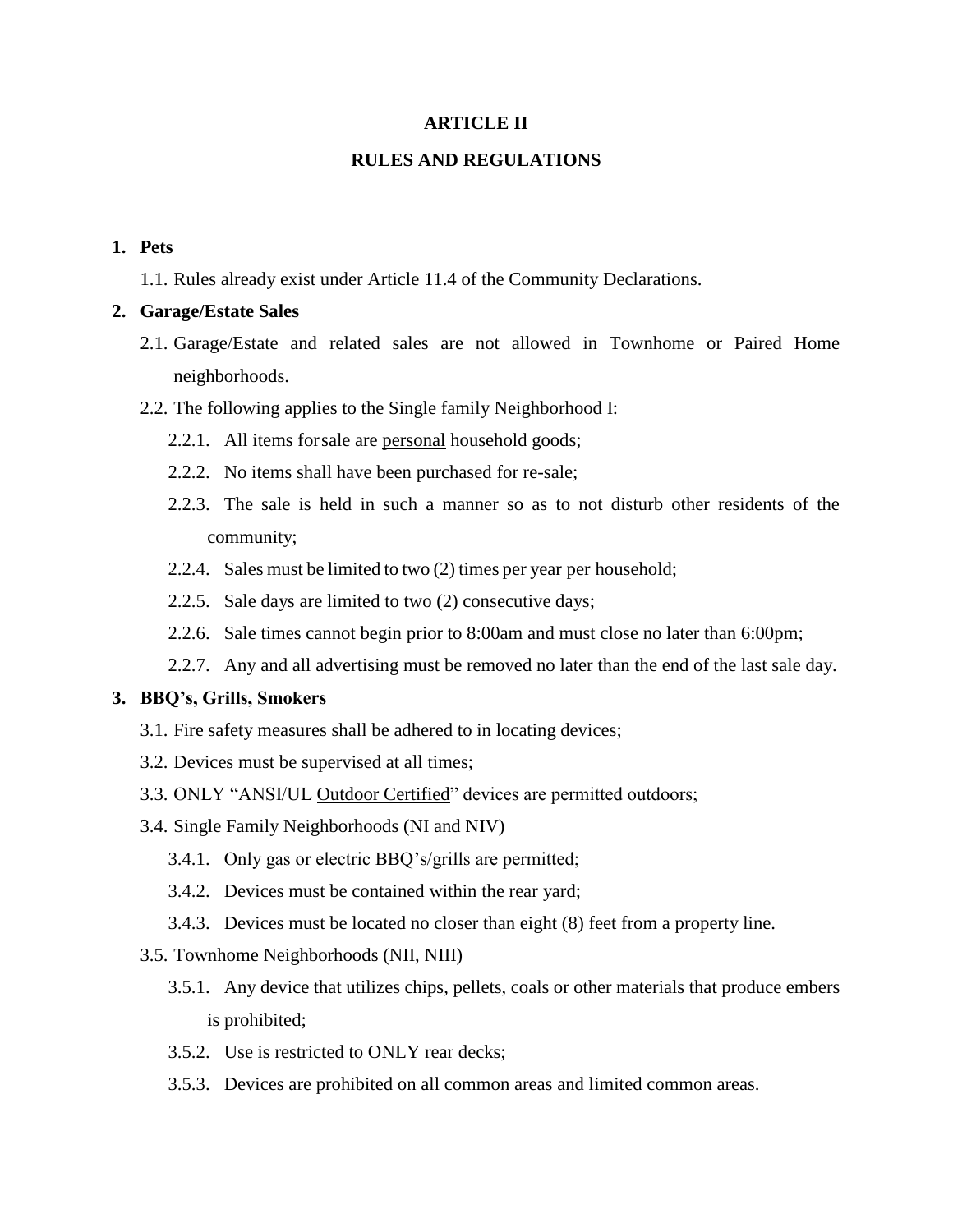# ARTICLE II

## RULES AND REGULATIONS

1. **Pets**
   1.1. Rules already exist under Article 11.4 of the Community Declarations.

2. **Garage/Estate Sales**
   2.1. Garage/Estate and related sales are not allowed in Townhome or Paired Home neighborhoods.
   2.2. The following applies to the Single family Neighborhood I:
      2.2.1. All items for sale are <u>personal</u> household goods;
      2.2.2. No items shall have been purchased for re-sale;
      2.2.3. The sale is held in such a manner so as to not disturb other residents of the community;
      2.2.4. Sales must be limited to two (2) times per year per household;
      2.2.5. Sale days are limited to two (2) consecutive days;
      2.2.6. Sale times cannot begin prior to 8:00am and must close no later than 6:00pm;
      2.2.7. Any and all advertising must be removed no later than the end of the last sale day.

3. **BBQ's, Grills, Smokers**
   3.1. Fire safety measures shall be adhered to in locating devices;
   3.2. Devices must be supervised at all times;
   3.3. ONLY "ANSI/UL <u>Outdoor Certified</u>" devices are permitted outdoors;
   3.4. Single Family Neighborhoods (NI and NIV)
      3.4.1. Only gas or electric BBQ's/grills are permitted;
      3.4.2. Devices must be contained within the rear yard;
      3.4.3. Devices must be located no closer than eight (8) feet from a property line.
   3.5. Townhome Neighborhoods (NII, NIII)
      3.5.1. Any device that utilizes chips, pellets, coals or other materials that produce embers is prohibited;
      3.5.2. Use is restricted to ONLY rear decks;
      3.5.3. Devices are prohibited on all common areas and limited common areas.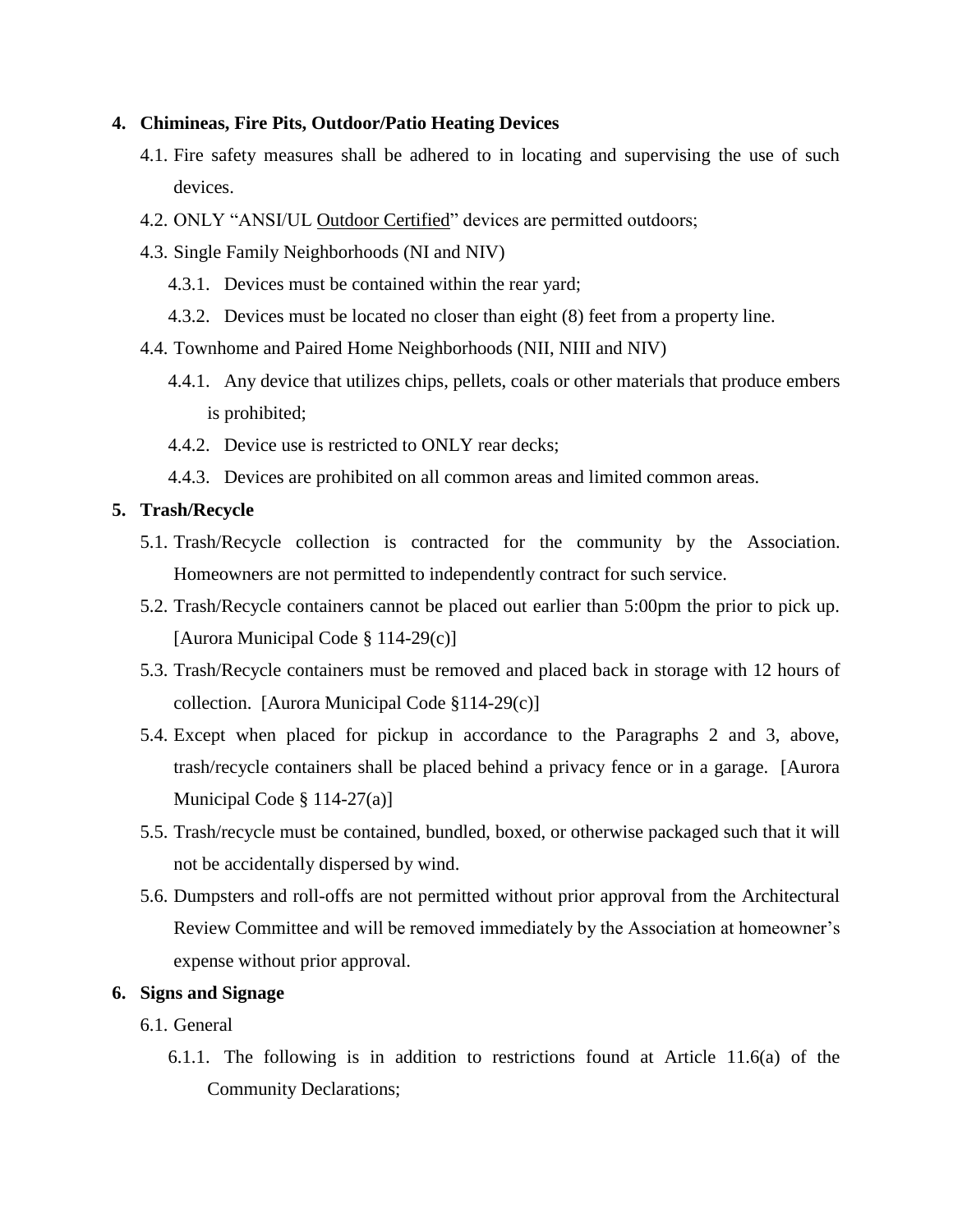**4. Chimineas, Fire Pits, Outdoor/Patio Heating Devices**

4.1. Fire safety measures shall be adhered to in locating and supervising the use of such devices.

4.2. ONLY "ANSI/UL Outdoor Certified" devices are permitted outdoors;

4.3. Single Family Neighborhoods (NI and NIV)

4.3.1. Devices must be contained within the rear yard;

4.3.2. Devices must be located no closer than eight (8) feet from a property line.

4.4. Townhome and Paired Home Neighborhoods (NII, NIII and NIV)

4.4.1. Any device that utilizes chips, pellets, coals or other materials that produce embers is prohibited;

4.4.2. Device use is restricted to ONLY rear decks;

4.4.3. Devices are prohibited on all common areas and limited common areas.

**5. Trash/Recycle**

5.1. Trash/Recycle collection is contracted for the community by the Association. Homeowners are not permitted to independently contract for such service.

5.2. Trash/Recycle containers cannot be placed out earlier than 5:00pm the prior to pick up. [Aurora Municipal Code § 114-29(c)]

5.3. Trash/Recycle containers must be removed and placed back in storage with 12 hours of collection. [Aurora Municipal Code §114-29(c)]

5.4. Except when placed for pickup in accordance to the Paragraphs 2 and 3, above, trash/recycle containers shall be placed behind a privacy fence or in a garage. [Aurora Municipal Code § 114-27(a)]

5.5. Trash/recycle must be contained, bundled, boxed, or otherwise packaged such that it will not be accidentally dispersed by wind.

5.6. Dumpsters and roll-offs are not permitted without prior approval from the Architectural Review Committee and will be removed immediately by the Association at homeowner's expense without prior approval.

**6. Signs and Signage**

6.1. General

6.1.1. The following is in addition to restrictions found at Article 11.6(a) of the Community Declarations;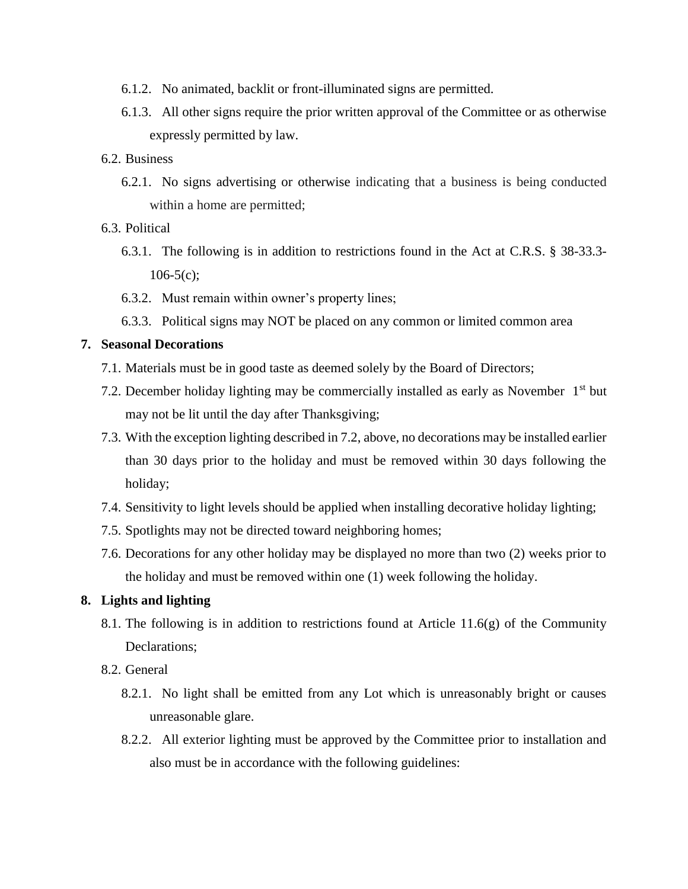6.1.2. No animated, backlit or front-illuminated signs are permitted.

6.1.3. All other signs require the prior written approval of the Committee or as otherwise expressly permitted by law.

6.2. Business

6.2.1. No signs advertising or otherwise indicating that a business is being conducted within a home are permitted;

6.3. Political

6.3.1. The following is in addition to restrictions found in the Act at C.R.S. § 38-33.3-106-5(c);

6.3.2. Must remain within owner's property lines;

6.3.3. Political signs may NOT be placed on any common or limited common area

**7. Seasonal Decorations**

7.1. Materials must be in good taste as deemed solely by the Board of Directors;

7.2. December holiday lighting may be commercially installed as early as November 1st but may not be lit until the day after Thanksgiving;

7.3. With the exception lighting described in 7.2, above, no decorations may be installed earlier than 30 days prior to the holiday and must be removed within 30 days following the holiday;

7.4. Sensitivity to light levels should be applied when installing decorative holiday lighting;

7.5. Spotlights may not be directed toward neighboring homes;

7.6. Decorations for any other holiday may be displayed no more than two (2) weeks prior to the holiday and must be removed within one (1) week following the holiday.

**8. Lights and lighting**

8.1. The following is in addition to restrictions found at Article 11.6(g) of the Community Declarations;

8.2. General

8.2.1. No light shall be emitted from any Lot which is unreasonably bright or causes unreasonable glare.

8.2.2. All exterior lighting must be approved by the Committee prior to installation and also must be in accordance with the following guidelines: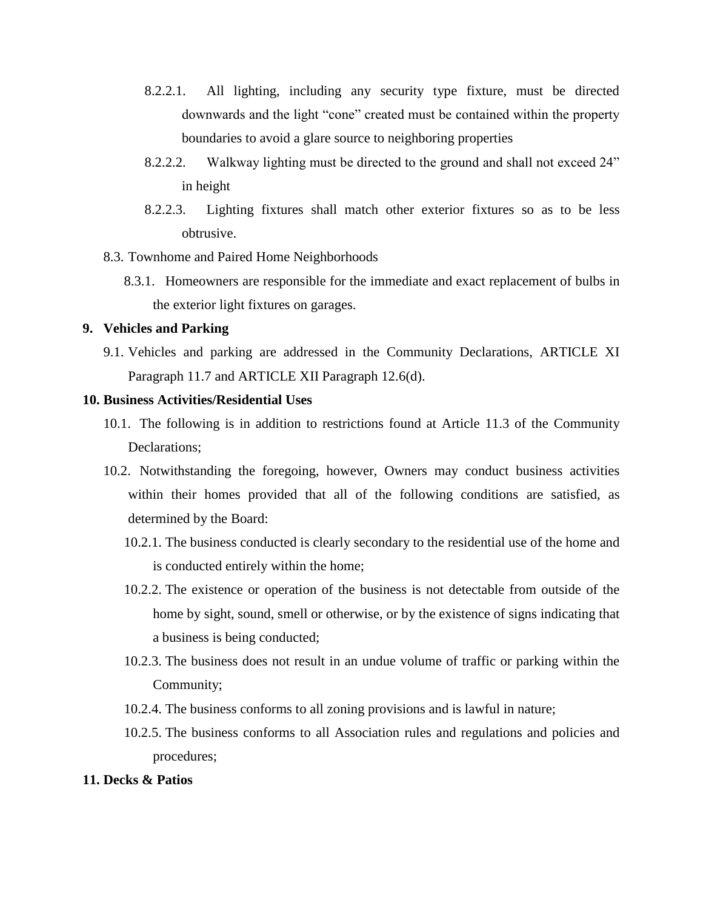- 8.2.2.1. All lighting, including any security type fixture, must be directed downwards and the light "cone" created must be contained within the property boundaries to avoid a glare source to neighboring properties
- 8.2.2.2. Walkway lighting must be directed to the ground and shall not exceed 24" in height
- 8.2.2.3. Lighting fixtures shall match other exterior fixtures so as to be less obtrusive.

8.3. Townhome and Paired Home Neighborhoods

- 8.3.1. Homeowners are responsible for the immediate and exact replacement of bulbs in the exterior light fixtures on garages.

## 9. Vehicles and Parking

9.1. Vehicles and parking are addressed in the Community Declarations, ARTICLE XI Paragraph 11.7 and ARTICLE XII Paragraph 12.6(d).

## 10. Business Activities/Residential Uses

10.1. The following is in addition to restrictions found at Article 11.3 of the Community Declarations;

10.2. Notwithstanding the foregoing, however, Owners may conduct business activities within their homes provided that all of the following conditions are satisfied, as determined by the Board:

- 10.2.1. The business conducted is clearly secondary to the residential use of the home and is conducted entirely within the home;
- 10.2.2. The existence or operation of the business is not detectable from outside of the home by sight, sound, smell or otherwise, or by the existence of signs indicating that a business is being conducted;
- 10.2.3. The business does not result in an undue volume of traffic or parking within the Community;
- 10.2.4. The business conforms to all zoning provisions and is lawful in nature;
- 10.2.5. The business conforms to all Association rules and regulations and policies and procedures;

## 11. Decks & Patios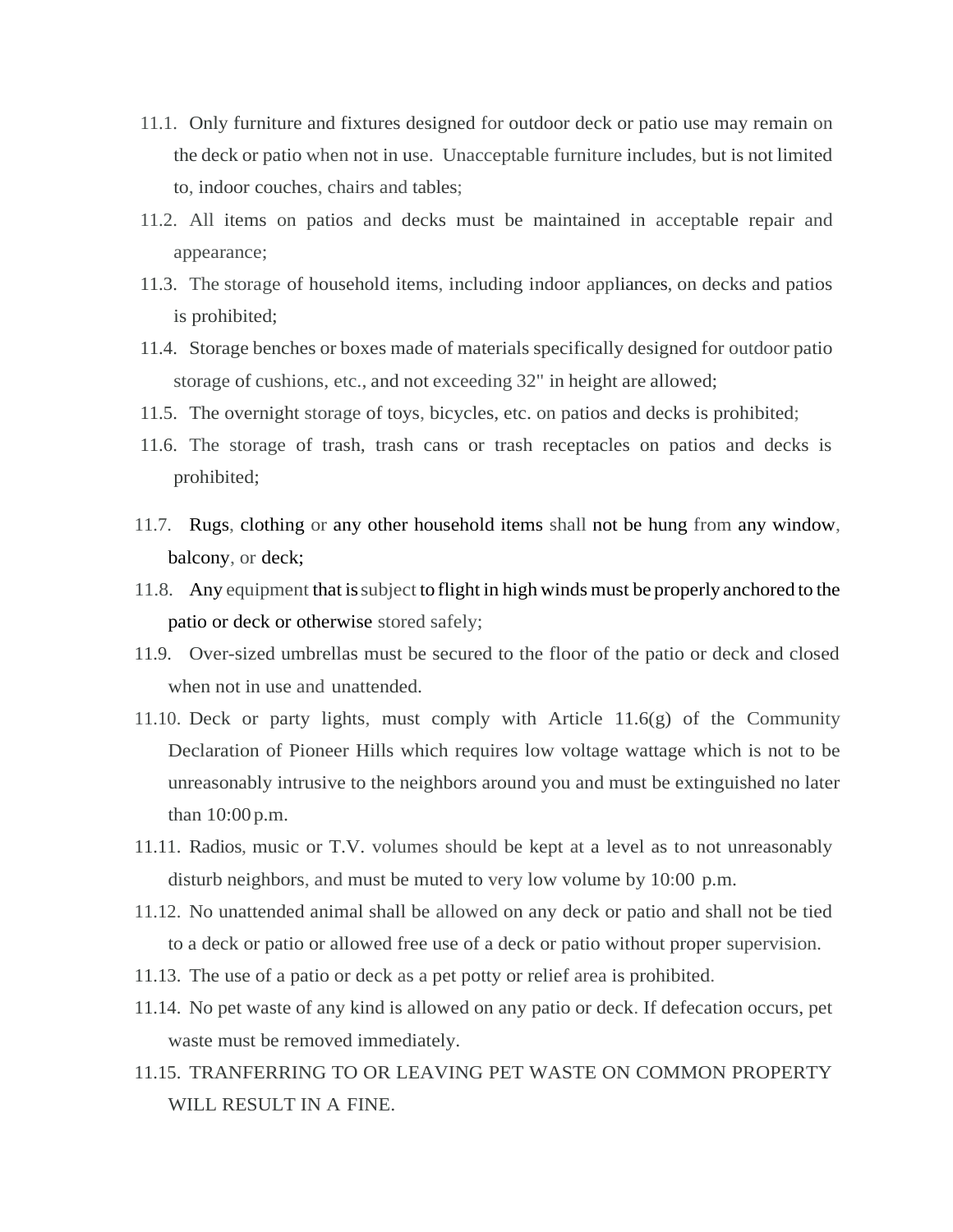11.1. Only furniture and fixtures designed for outdoor deck or patio use may remain on the deck or patio when not in use. Unacceptable furniture includes, but is not limited to, indoor couches, chairs and tables;

11.2. All items on patios and decks must be maintained in acceptable repair and appearance;

11.3. The storage of household items, including indoor appliances, on decks and patios is prohibited;

11.4. Storage benches or boxes made of materials specifically designed for outdoor patio storage of cushions, etc., and not exceeding 32" in height are allowed;

11.5. The overnight storage of toys, bicycles, etc. on patios and decks is prohibited;

11.6. The storage of trash, trash cans or trash receptacles on patios and decks is prohibited;

11.7. Rugs, clothing or any other household items shall not be hung from any window, balcony, or deck;

11.8. Any equipment that is subject to flight in high winds must be properly anchored to the patio or deck or otherwise stored safely;

11.9. Over-sized umbrellas must be secured to the floor of the patio or deck and closed when not in use and unattended.

11.10. Deck or party lights, must comply with Article 11.6(g) of the Community Declaration of Pioneer Hills which requires low voltage wattage which is not to be unreasonably intrusive to the neighbors around you and must be extinguished no later than 10:00 p.m.

11.11. Radios, music or T.V. volumes should be kept at a level as to not unreasonably disturb neighbors, and must be muted to very low volume by 10:00 p.m.

11.12. No unattended animal shall be allowed on any deck or patio and shall not be tied to a deck or patio or allowed free use of a deck or patio without proper supervision.

11.13. The use of a patio or deck as a pet potty or relief area is prohibited.

11.14. No pet waste of any kind is allowed on any patio or deck. If defecation occurs, pet waste must be removed immediately.

11.15. TRANFERRING TO OR LEAVING PET WASTE ON COMMON PROPERTY WILL RESULT IN A FINE.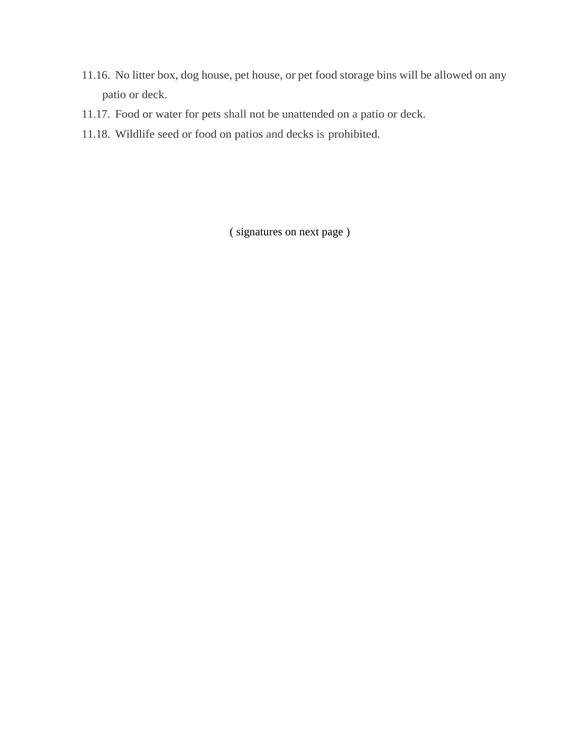11.16. No litter box, dog house, pet house, or pet food storage bins will be allowed on any patio or deck.

11.17. Food or water for pets shall not be unattended on a patio or deck.

11.18. Wildlife seed or food on patios and decks is prohibited.

( signatures on next page )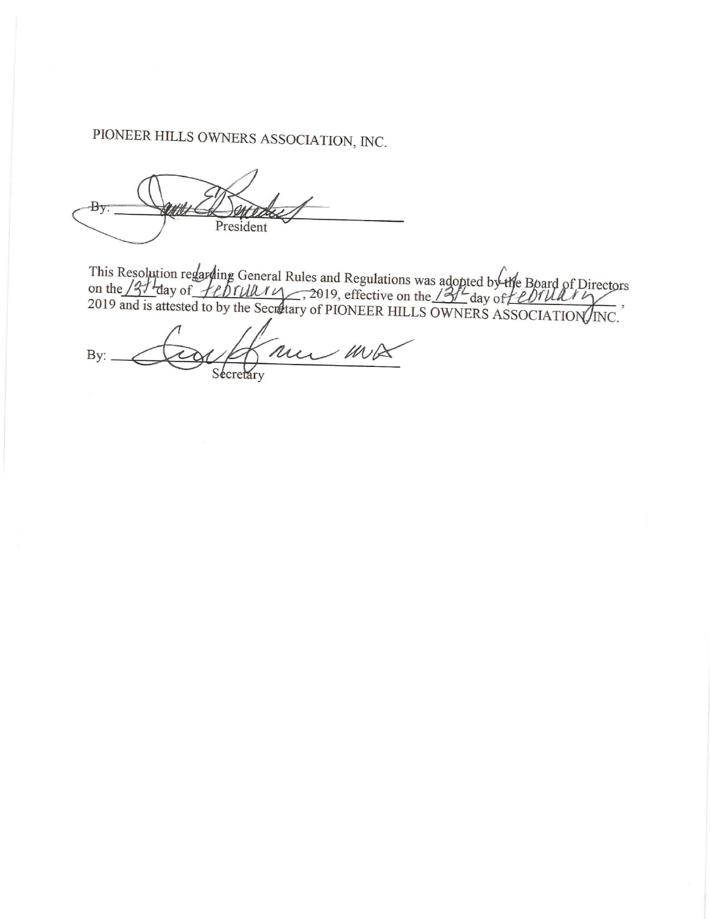PIONEER HILLS OWNERS ASSOCIATION, INC.

By: ________________________________
President

This Resolution regarding General Rules and Regulations was adopted by the Board of Directors on the 13th day of February, 2019, effective on the 13th day of February, 2019 and is attested to by the Secretary of PIONEER HILLS OWNERS ASSOCIATION, INC.

By: ________________________________
Secretary